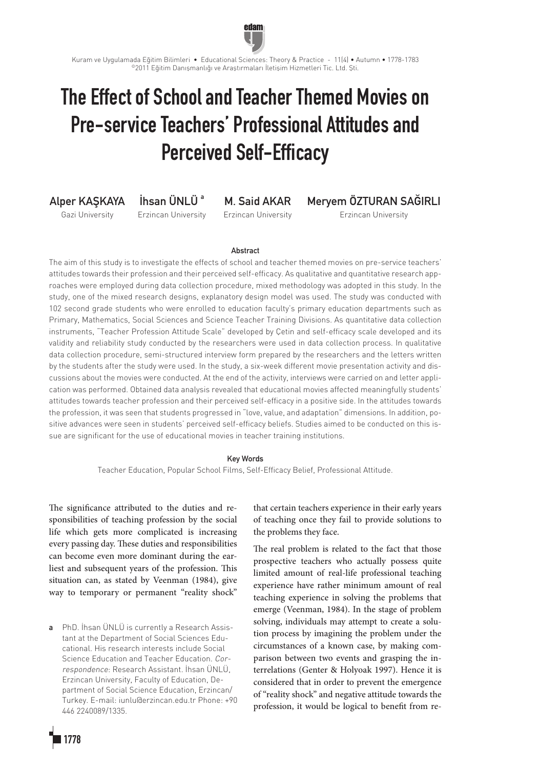# The Effect of School and Teacher Themed Movies on Pre-service Teachers' Professional Attitudes and Perceived Self-Efficacy

**Alper KAŞKAYA**
Gazi University

**İhsan ÜNLÜ** [a]
Erzincan University

**M. Said AKAR**
Erzincan University

**Meryem ÖZTURAN SAĞIRLI**
Erzincan University

### Abstract

The aim of this study is to investigate the effects of school and teacher themed movies on pre-service teachers' attitudes towards their profession and their perceived self-efficacy. As qualitative and quantitative research approaches were employed during data collection procedure, mixed methodology was adopted in this study. In the study, one of the mixed research designs, explanatory design model was used. The study was conducted with 102 second grade students who were enrolled to education faculty's primary education departments such as Primary, Mathematics, Social Sciences and Science Teacher Training Divisions. As quantitative data collection instruments, "Teacher Profession Attitude Scale" developed by Çetin and self-efficacy scale developed and its validity and reliability study conducted by the researchers were used in data collection process. In qualitative data collection procedure, semi-structured interview form prepared by the researchers and the letters written by the students after the study were used. In the study, a six-week different movie presentation activity and discussions about the movies were conducted. At the end of the activity, interviews were carried on and letter application was performed. Obtained data analysis revealed that educational movies affected meaningfully students' attitudes towards teacher profession and their perceived self-efficacy in a positive side. In the attitudes towards the profession, it was seen that students progressed in "love, value, and adaptation" dimensions. In addition, positive advances were seen in students' perceived self-efficacy beliefs. Studies aimed to be conducted on this issue are significant for the use of educational movies in teacher training institutions.

### Key Words

Teacher Education, Popular School Films, Self-Efficacy Belief, Professional Attitude.

The significance attributed to the duties and responsibilities of teaching profession by the social life which gets more complicated is increasing every passing day. These duties and responsibilities can become even more dominant during the earliest and subsequent years of the profession. This situation can, as stated by Veenman (1984), give way to temporary or permanent "reality shock" that certain teachers experience in their early years of teaching once they fail to provide solutions to the problems they face.

The real problem is related to the fact that those prospective teachers who actually possess quite limited amount of real-life professional teaching experience have rather minimum amount of real teaching experience in solving the problems that emerge (Veenman, 1984). In the stage of problem solving, individuals may attempt to create a solution process by imagining the problem under the circumstances of a known case, by making comparison between two events and grasping the interrelations (Genter & Holyoak 1997). Hence it is considered that in order to prevent the emergence of "reality shock" and negative attitude towards the profession, it would be logical to benefit from re-

[a] PhD. İhsan ÜNLÜ is currently a Research Assistant at the Department of Social Sciences Educational. His research interests include Social Science Education and Teacher Education. *Correspondence*: Research Assistant. İhsan ÜNLÜ, Erzincan University, Faculty of Education, Department of Social Science Education, Erzincan/Turkey. E-mail: iunlu@erzincan.edu.tr Phone: +90 446 2240089/1335.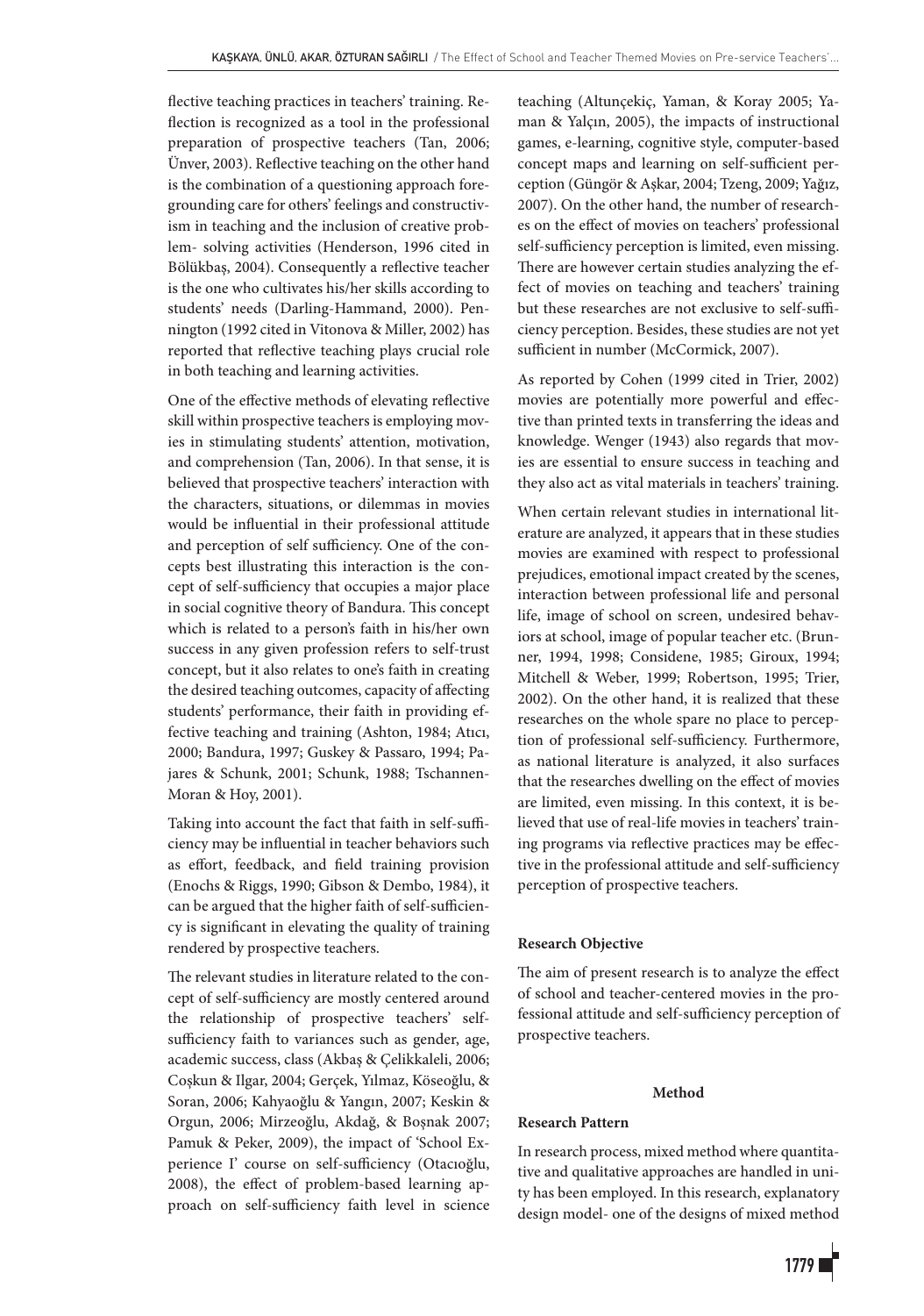flective teaching practices in teachers' training. Reflection is recognized as a tool in the professional preparation of prospective teachers (Tan, 2006; Ünver, 2003). Reflective teaching on the other hand is the combination of a questioning approach foregrounding care for others' feelings and constructivism in teaching and the inclusion of creative problem- solving activities (Henderson, 1996 cited in Bölükbaş, 2004). Consequently a reflective teacher is the one who cultivates his/her skills according to students' needs (Darling-Hammand, 2000). Pennington (1992 cited in Vitonova & Miller, 2002) has reported that reflective teaching plays crucial role in both teaching and learning activities.

One of the effective methods of elevating reflective skill within prospective teachers is employing movies in stimulating students' attention, motivation, and comprehension (Tan, 2006). In that sense, it is believed that prospective teachers' interaction with the characters, situations, or dilemmas in movies would be influential in their professional attitude and perception of self sufficiency. One of the concepts best illustrating this interaction is the concept of self-sufficiency that occupies a major place in social cognitive theory of Bandura. This concept which is related to a person's faith in his/her own success in any given profession refers to self-trust concept, but it also relates to one's faith in creating the desired teaching outcomes, capacity of affecting students' performance, their faith in providing effective teaching and training (Ashton, 1984; Atıcı, 2000; Bandura, 1997; Guskey & Passaro, 1994; Pajares & Schunk, 2001; Schunk, 1988; Tschannen-Moran & Hoy, 2001).

Taking into account the fact that faith in self-sufficiency may be influential in teacher behaviors such as effort, feedback, and field training provision (Enochs & Riggs, 1990; Gibson & Dembo, 1984), it can be argued that the higher faith of self-sufficiency is significant in elevating the quality of training rendered by prospective teachers.

The relevant studies in literature related to the concept of self-sufficiency are mostly centered around the relationship of prospective teachers' self-sufficiency faith to variances such as gender, age, academic success, class (Akbaş & Çelikkaleli, 2006; Coşkun & Ilgar, 2004; Gerçek, Yılmaz, Köseoğlu, & Soran, 2006; Kahyaoğlu & Yangın, 2007; Keskin & Orgun, 2006; Mirzeoğlu, Akdağ, & Boşnak 2007; Pamuk & Peker, 2009), the impact of 'School Experience I' course on self-sufficiency (Otacıoğlu, 2008), the effect of problem-based learning approach on self-sufficiency faith level in science teaching (Altunçekiç, Yaman, & Koray 2005; Yaman & Yalçın, 2005), the impacts of instructional games, e-learning, cognitive style, computer-based concept maps and learning on self-sufficient perception (Güngör & Aşkar, 2004; Tzeng, 2009; Yağız, 2007). On the other hand, the number of researches on the effect of movies on teachers' professional self-sufficiency perception is limited, even missing. There are however certain studies analyzing the effect of movies on teaching and teachers' training but these researches are not exclusive to self-sufficiency perception. Besides, these studies are not yet sufficient in number (McCormick, 2007).

As reported by Cohen (1999 cited in Trier, 2002) movies are potentially more powerful and effective than printed texts in transferring the ideas and knowledge. Wenger (1943) also regards that movies are essential to ensure success in teaching and they also act as vital materials in teachers' training.

When certain relevant studies in international literature are analyzed, it appears that in these studies movies are examined with respect to professional prejudices, emotional impact created by the scenes, interaction between professional life and personal life, image of school on screen, undesired behaviors at school, image of popular teacher etc. (Brunner, 1994, 1998; Considene, 1985; Giroux, 1994; Mitchell & Weber, 1999; Robertson, 1995; Trier, 2002). On the other hand, it is realized that these researches on the whole spare no place to perception of professional self-sufficiency. Furthermore, as national literature is analyzed, it also surfaces that the researches dwelling on the effect of movies are limited, even missing. In this context, it is believed that use of real-life movies in teachers' training programs via reflective practices may be effective in the professional attitude and self-sufficiency perception of prospective teachers.

#### Research Objective

The aim of present research is to analyze the effect of school and teacher-centered movies in the professional attitude and self-sufficiency perception of prospective teachers.

### Method

#### Research Pattern

In research process, mixed method where quantitative and qualitative approaches are handled in unity has been employed. In this research, explanatory design model- one of the designs of mixed method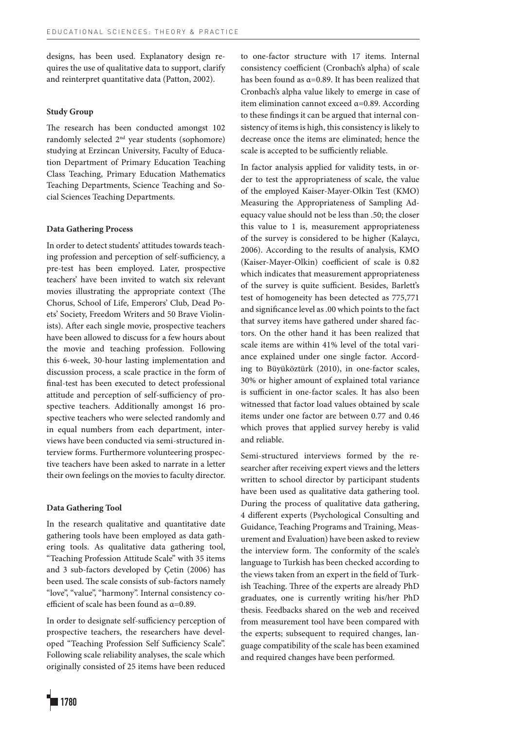designs, has been used. Explanatory design requires the use of qualitative data to support, clarify and reinterpret quantitative data (Patton, 2002).

### Study Group

The research has been conducted amongst 102 randomly selected 2nd year students (sophomore) studying at Erzincan University, Faculty of Education Department of Primary Education Teaching Class Teaching, Primary Education Mathematics Teaching Departments, Science Teaching and Social Sciences Teaching Departments.

### Data Gathering Process

In order to detect students' attitudes towards teaching profession and perception of self-sufficiency, a pre-test has been employed. Later, prospective teachers' have been invited to watch six relevant movies illustrating the appropriate context (The Chorus, School of Life, Emperors' Club, Dead Poets' Society, Freedom Writers and 50 Brave Violinists). After each single movie, prospective teachers have been allowed to discuss for a few hours about the movie and teaching profession. Following this 6-week, 30-hour lasting implementation and discussion process, a scale practice in the form of final-test has been executed to detect professional attitude and perception of self-sufficiency of prospective teachers. Additionally amongst 16 prospective teachers who were selected randomly and in equal numbers from each department, interviews have been conducted via semi-structured interview forms. Furthermore volunteering prospective teachers have been asked to narrate in a letter their own feelings on the movies to faculty director.

### Data Gathering Tool

In the research qualitative and quantitative date gathering tools have been employed as data gathering tools. As qualitative data gathering tool, "Teaching Profession Attitude Scale" with 35 items and 3 sub-factors developed by Çetin (2006) has been used. The scale consists of sub-factors namely "love", "value", "harmony". Internal consistency coefficient of scale has been found as $\alpha$=0.89.

In order to designate self-sufficiency perception of prospective teachers, the researchers have developed "Teaching Profession Self Sufficiency Scale". Following scale reliability analyses, the scale which originally consisted of 25 items have been reduced to one-factor structure with 17 items. Internal consistency coefficient (Cronbach's alpha) of scale has been found as $\alpha$=0.89. It has been realized that Cronbach's alpha value likely to emerge in case of item elimination cannot exceed $\alpha$=0.89. According to these findings it can be argued that internal consistency of items is high, this consistency is likely to decrease once the items are eliminated; hence the scale is accepted to be sufficiently reliable.

In factor analysis applied for validity tests, in order to test the appropriateness of scale, the value of the employed Kaiser-Mayer-Olkin Test (KMO) Measuring the Appropriateness of Sampling Adequacy value should not be less than .50; the closer this value to 1 is, measurement appropriateness of the survey is considered to be higher (Kalaycı, 2006). According to the results of analysis, KMO (Kaiser-Mayer-Olkin) coefficient of scale is 0.82 which indicates that measurement appropriateness of the survey is quite sufficient. Besides, Barlett's test of homogeneity has been detected as 775,771 and significance level as .00 which points to the fact that survey items have gathered under shared factors. On the other hand it has been realized that scale items are within 41% level of the total variance explained under one single factor. According to Büyüköztürk (2010), in one-factor scales, 30% or higher amount of explained total variance is sufficient in one-factor scales. It has also been witnessed that factor load values obtained by scale items under one factor are between 0.77 and 0.46 which proves that applied survey hereby is valid and reliable.

Semi-structured interviews formed by the researcher after receiving expert views and the letters written to school director by participant students have been used as qualitative data gathering tool. During the process of qualitative data gathering, 4 different experts (Psychological Consulting and Guidance, Teaching Programs and Training, Measurement and Evaluation) have been asked to review the interview form. The conformity of the scale's language to Turkish has been checked according to the views taken from an expert in the field of Turkish Teaching. Three of the experts are already PhD graduates, one is currently writing his/her PhD thesis. Feedbacks shared on the web and received from measurement tool have been compared with the experts; subsequent to required changes, language compatibility of the scale has been examined and required changes have been performed.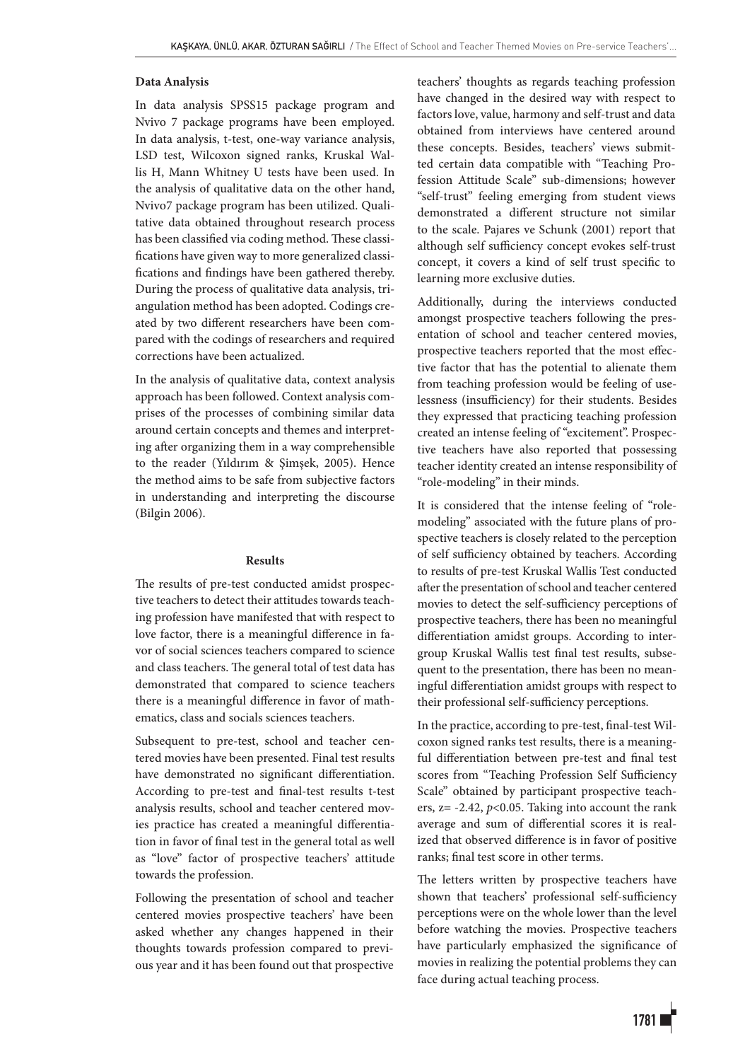### Data Analysis

In data analysis SPSS15 package program and Nvivo 7 package programs have been employed. In data analysis, t-test, one-way variance analysis, LSD test, Wilcoxon signed ranks, Kruskal Wallis H, Mann Whitney U tests have been used. In the analysis of qualitative data on the other hand, Nvivo7 package program has been utilized. Qualitative data obtained throughout research process has been classified via coding method. These classifications have given way to more generalized classifications and findings have been gathered thereby. During the process of qualitative data analysis, triangulation method has been adopted. Codings created by two different researchers have been compared with the codings of researchers and required corrections have been actualized.

In the analysis of qualitative data, context analysis approach has been followed. Context analysis comprises of the processes of combining similar data around certain concepts and themes and interpreting after organizing them in a way comprehensible to the reader (Yıldırım & Şimşek, 2005). Hence the method aims to be safe from subjective factors in understanding and interpreting the discourse (Bilgin 2006).

## Results

The results of pre-test conducted amidst prospective teachers to detect their attitudes towards teaching profession have manifested that with respect to love factor, there is a meaningful difference in favor of social sciences teachers compared to science and class teachers. The general total of test data has demonstrated that compared to science teachers there is a meaningful difference in favor of mathematics, class and socials sciences teachers.

Subsequent to pre-test, school and teacher centered movies have been presented. Final test results have demonstrated no significant differentiation. According to pre-test and final-test results t-test analysis results, school and teacher centered movies practice has created a meaningful differentiation in favor of final test in the general total as well as "love" factor of prospective teachers' attitude towards the profession.

Following the presentation of school and teacher centered movies prospective teachers' have been asked whether any changes happened in their thoughts towards profession compared to previous year and it has been found out that prospective teachers' thoughts as regards teaching profession have changed in the desired way with respect to factors love, value, harmony and self-trust and data obtained from interviews have centered around these concepts. Besides, teachers' views submitted certain data compatible with "Teaching Profession Attitude Scale" sub-dimensions; however "self-trust" feeling emerging from student views demonstrated a different structure not similar to the scale. Pajares ve Schunk (2001) report that although self sufficiency concept evokes self-trust concept, it covers a kind of self trust specific to learning more exclusive duties.

Additionally, during the interviews conducted amongst prospective teachers following the presentation of school and teacher centered movies, prospective teachers reported that the most effective factor that has the potential to alienate them from teaching profession would be feeling of uselessness (insufficiency) for their students. Besides they expressed that practicing teaching profession created an intense feeling of "excitement". Prospective teachers have also reported that possessing teacher identity created an intense responsibility of "role-modeling" in their minds.

It is considered that the intense feeling of "role-modeling" associated with the future plans of prospective teachers is closely related to the perception of self sufficiency obtained by teachers. According to results of pre-test Kruskal Wallis Test conducted after the presentation of school and teacher centered movies to detect the self-sufficiency perceptions of prospective teachers, there has been no meaningful differentiation amidst groups. According to intergroup Kruskal Wallis test final test results, subsequent to the presentation, there has been no meaningful differentiation amidst groups with respect to their professional self-sufficiency perceptions.

In the practice, according to pre-test, final-test Wilcoxon signed ranks test results, there is a meaningful differentiation between pre-test and final test scores from "Teaching Profession Self Sufficiency Scale" obtained by participant prospective teachers, $z = -2.42$, $p < 0.05$. Taking into account the rank average and sum of differential scores it is realized that observed difference is in favor of positive ranks; final test score in other terms.

The letters written by prospective teachers have shown that teachers' professional self-sufficiency perceptions were on the whole lower than the level before watching the movies. Prospective teachers have particularly emphasized the significance of movies in realizing the potential problems they can face during actual teaching process.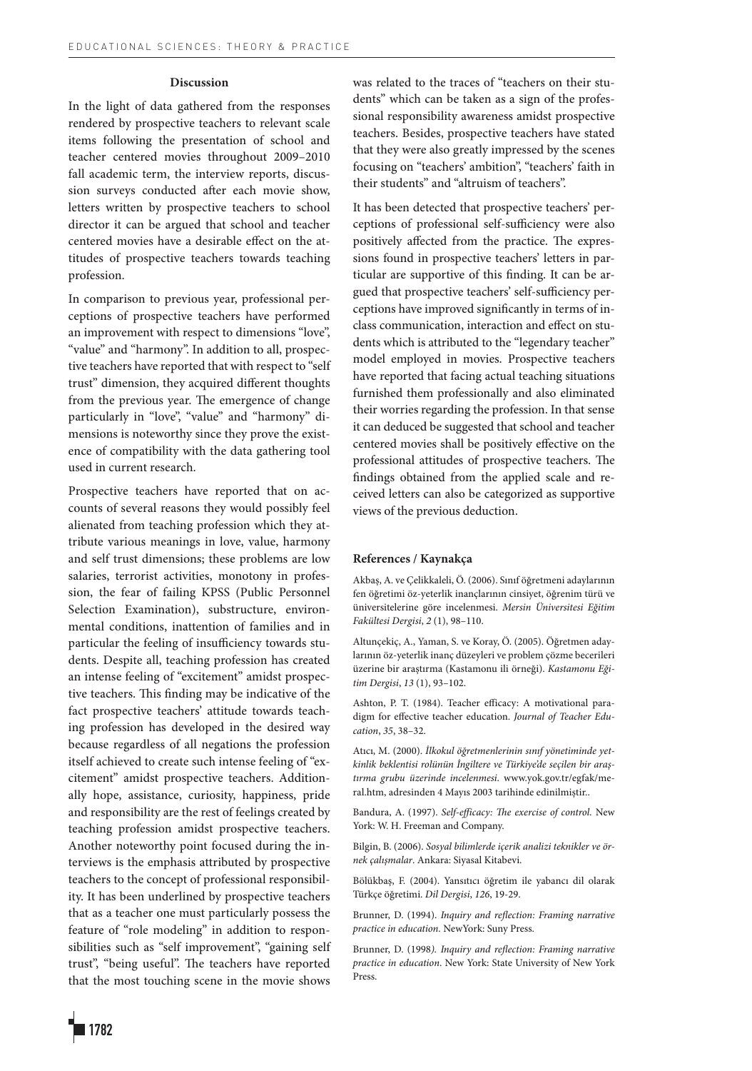## Discussion

In the light of data gathered from the responses rendered by prospective teachers to relevant scale items following the presentation of school and teacher centered movies throughout 2009–2010 fall academic term, the interview reports, discussion surveys conducted after each movie show, letters written by prospective teachers to school director it can be argued that school and teacher centered movies have a desirable effect on the attitudes of prospective teachers towards teaching profession.

In comparison to previous year, professional perceptions of prospective teachers have performed an improvement with respect to dimensions "love", "value" and "harmony". In addition to all, prospective teachers have reported that with respect to "self trust" dimension, they acquired different thoughts from the previous year. The emergence of change particularly in "love", "value" and "harmony" dimensions is noteworthy since they prove the existence of compatibility with the data gathering tool used in current research.

Prospective teachers have reported that on accounts of several reasons they would possibly feel alienated from teaching profession which they attribute various meanings in love, value, harmony and self trust dimensions; these problems are low salaries, terrorist activities, monotony in profession, the fear of failing KPSS (Public Personnel Selection Examination), substructure, environmental conditions, inattention of families and in particular the feeling of insufficiency towards students. Despite all, teaching profession has created an intense feeling of "excitement" amidst prospective teachers. This finding may be indicative of the fact prospective teachers' attitude towards teaching profession has developed in the desired way because regardless of all negations the profession itself achieved to create such intense feeling of "excitement" amidst prospective teachers. Additionally hope, assistance, curiosity, happiness, pride and responsibility are the rest of feelings created by teaching profession amidst prospective teachers. Another noteworthy point focused during the interviews is the emphasis attributed by prospective teachers to the concept of professional responsibility. It has been underlined by prospective teachers that as a teacher one must particularly possess the feature of "role modeling" in addition to responsibilities such as "self improvement", "gaining self trust", "being useful". The teachers have reported that the most touching scene in the movie shows was related to the traces of "teachers on their students" which can be taken as a sign of the professional responsibility awareness amidst prospective teachers. Besides, prospective teachers have stated that they were also greatly impressed by the scenes focusing on "teachers' ambition", "teachers' faith in their students" and "altruism of teachers".

It has been detected that prospective teachers' perceptions of professional self-sufficiency were also positively affected from the practice. The expressions found in prospective teachers' letters in particular are supportive of this finding. It can be argued that prospective teachers' self-sufficiency perceptions have improved significantly in terms of in-class communication, interaction and effect on students which is attributed to the "legendary teacher" model employed in movies. Prospective teachers have reported that facing actual teaching situations furnished them professionally and also eliminated their worries regarding the profession. In that sense it can deduced be suggested that school and teacher centered movies shall be positively effective on the professional attitudes of prospective teachers. The findings obtained from the applied scale and received letters can also be categorized as supportive views of the previous deduction.

## References / Kaynakça

Akbaş, A. ve Çelikkaleli, Ö. (2006). Sınıf öğretmeni adaylarının fen öğretimi öz-yeterlik inançlarının cinsiyet, öğrenim türü ve üniversitelerine göre incelenmesi. *Mersin Üniversitesi Eğitim Fakültesi Dergisi*, *2* (1), 98–110.

Altunçekiç, A., Yaman, S. ve Koray, Ö. (2005). Öğretmen adaylarının öz-yeterlik inanç düzeyleri ve problem çözme becerileri üzerine bir araştırma (Kastamonu ili örneği). *Kastamonu Eğitim Dergisi*, *13* (1), 93–102.

Ashton, P. T. (1984). Teacher efficacy: A motivational paradigm for effective teacher education. *Journal of Teacher Education*, *35*, 38–32.

Atıcı, M. (2000). *İlkokul öğretmenlerinin sınıf yönetiminde yetkinlik beklentisi rolünün İngiltere ve Türkiye'de seçilen bir araştırma grubu üzerinde incelenmesi*. www.yok.gov.tr/egfak/meral.htm, adresinden 4 Mayıs 2003 tarihinde edinilmiştir..

Bandura, A. (1997). *Self-efficacy: The exercise of control*. New York: W. H. Freeman and Company.

Bilgin, B. (2006). *Sosyal bilimlerde içerik analizi teknikler ve örnek çalışmalar*. Ankara: Siyasal Kitabevi.

Bölükbaş, F. (2004). Yansıtıcı öğretim ile yabancı dil olarak Türkçe öğretimi. *Dil Dergisi*, *126*, 19-29.

Brunner, D. (1994). *Inquiry and reflection: Framing narrative practice in education*. NewYork: Suny Press.

Brunner, D. (1998*). Inquiry and reflection: Framing narrative practice in education*. New York: State University of New York Press.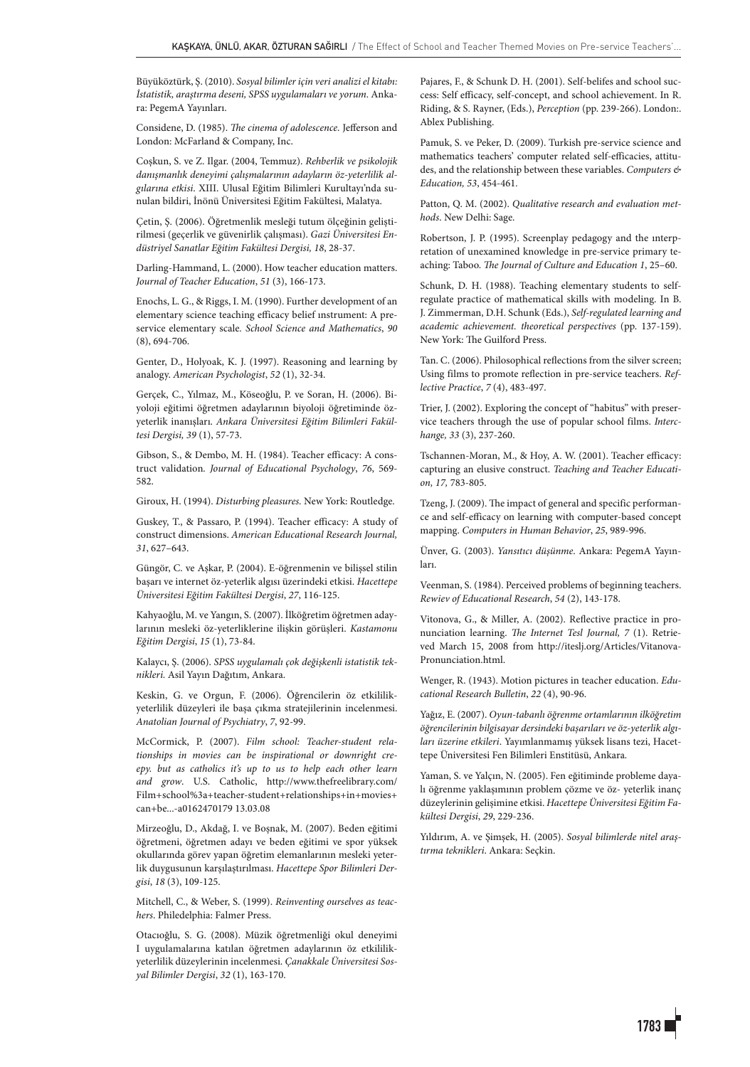Büyüköztürk, Ş. (2010). *Sosyal bilimler için veri analizi el kitabı: İstatistik, araştırma deseni, SPSS uygulamaları ve yorum*. Ankara: PegemA Yayınları.

Considene, D. (1985). *The cinema of adolescence.* Jefferson and London: McFarland & Company, Inc.

Coşkun, S. ve Z. Ilgar. (2004, Temmuz). *Rehberlik ve psikolojik danışmanlık deneyimi çalışmalarının adayların öz-yeterlilik algılarına etkisi*. XIII. Ulusal Eğitim Bilimleri Kurultayı'nda sunulan bildiri, İnönü Üniversitesi Eğitim Fakültesi, Malatya.

Çetin, Ş. (2006). Öğretmenlik mesleği tutum ölçeğinin geliştirilmesi (geçerlik ve güvenirlik çalışması). *Gazi Üniversitesi Endüstriyel Sanatlar Eğitim Fakültesi Dergisi, 18*, 28-37.

Darling-Hammand, L. (2000). How teacher education matters. *Journal of Teacher Education*, *51* (3), 166-173.

Enochs, L. G., & Riggs, I. M. (1990). Further development of an elementary science teaching efficacy belief ınstrument: A preservice elementary scale. *School Science and Mathematics*, *90* (8), 694-706.

Genter, D., Holyoak, K. J. (1997). Reasoning and learning by analogy. *American Psychologist*, *52* (1), 32-34.

Gerçek, C., Yılmaz, M., Köseoğlu, P. ve Soran, H. (2006). Biyoloji eğitimi öğretmen adaylarının biyoloji öğretiminde öz-yeterlik inanışları. *Ankara Üniversitesi Eğitim Bilimleri Fakültesi Dergisi, 39* (1), 57-73.

Gibson, S., & Dembo, M. H. (1984). Teacher efficacy: A construct validation*. Journal of Educational Psychology*, *76*, 569-582.

Giroux, H. (1994). *Disturbing pleasures*. New York: Routledge.

Guskey, T., & Passaro, P. (1994). Teacher efficacy: A study of construct dimensions. *American Educational Research Journal, 31*, 627–643.

Güngör, C. ve Aşkar, P. (2004). E-öğrenmenin ve bilişsel stilin başarı ve internet öz-yeterlik algısı üzerindeki etkisi. *Hacettepe Üniversitesi Eğitim Fakültesi Dergisi*, *27*, 116-125.

Kahyaoğlu, M. ve Yangın, S. (2007). İlköğretim öğretmen adaylarının mesleki öz-yeterliklerine ilişkin görüşleri. *Kastamonu Eğitim Dergisi*, *15* (1), 73-84.

Kalaycı, Ş. (2006). *SPSS uygulamalı çok değişkenli istatistik teknikleri.* Asil Yayın Dağıtım, Ankara.

Keskin, G. ve Orgun, F. (2006). Öğrencilerin öz etkililik-yeterlilik düzeyleri ile başa çıkma stratejilerinin incelenmesi. *Anatolian Journal of Psychiatry*, *7*, 92-99.

McCormick, P. (2007). *Film school: Teacher-student relationships in movies can be inspirational or downright creepy. but as catholics it's up to us to help each other learn and grow*. U.S. Catholic, http://www.thefreelibrary.com/Film+school%3a+teacher-student+relationships+in+movies+can+be...-a0162470179 13.03.08

Mirzeoğlu, D., Akdağ, I. ve Boşnak, M. (2007). Beden eğitimi öğretmeni, öğretmen adayı ve beden eğitimi ve spor yüksek okullarında görev yapan öğretim elemanlarının mesleki yeterlik duygusunun karşılaştırılması. *Hacettepe Spor Bilimleri Dergisi*, *18* (3), 109-125.

Mitchell, C., & Weber, S. (1999). *Reinventing ourselves as teachers*. Philedelphia: Falmer Press.

Otacıoğlu, S. G. (2008). Müzik öğretmenliği okul deneyimi I uygulamalarına katılan öğretmen adaylarının öz etkililik-yeterlilik düzeylerinin incelenmesi. *Çanakkale Üniversitesi Sosyal Bilimler Dergisi*, *32* (1), 163-170.

Pajares, F., & Schunk D. H. (2001). Self-belifes and school success: Self efficacy, self-concept, and school achievement. In R. Riding, & S. Rayner, (Eds.), *Perception* (pp. 239-266). London:. Ablex Publishing.

Pamuk, S. ve Peker, D. (2009). Turkish pre-service science and mathematics teachers' computer related self-efficacies, attitudes, and the relationship between these variables. *Computers & Education, 53*, 454-461.

Patton, Q. M. (2002). *Qualitative research and evaluation methods*. New Delhi: Sage.

Robertson, J. P. (1995). Screenplay pedagogy and the ınterpretation of unexamined knowledge in pre-service primary teaching: Taboo. *The Journal of Culture and Education 1*, 25–60.

Schunk, D. H. (1988). Teaching elementary students to self-regulate practice of mathematical skills with modeling. In B. J. Zimmerman, D.H. Schunk (Eds.), *Self-regulated learning and academic achievement. theoretical perspectives* (pp. 137-159). New York: The Guilford Press.

Tan. C. (2006). Philosophical reflections from the silver screen; Using films to promote reflection in pre-service teachers. *Reflective Practice*, *7* (4), 483-497.

Trier, J. (2002). Exploring the concept of "habitus" with preservice teachers through the use of popular school films. *Interchange, 33* (3), 237-260.

Tschannen-Moran, M., & Hoy, A. W. (2001). Teacher efficacy: capturing an elusive construct. *Teaching and Teacher Education, 17,* 783-805.

Tzeng, J. (2009). The impact of general and specific performance and self-efficacy on learning with computer-based concept mapping. *Computers in Human Behavior*, *25*, 989-996.

Ünver, G. (2003). *Yansıtıcı düşünme*. Ankara: PegemA Yayınları.

Veenman, S. (1984). Perceived problems of beginning teachers. *Rewiev of Educational Research*, *54* (2), 143-178.

Vitonova, G., & Miller, A. (2002). Reflective practice in pronunciation learning. *The Internet Tesl Journal, 7* (1). Retrieved March 15, 2008 from http://iteslj.org/Articles/Vitanova-Pronunciation.html.

Wenger, R. (1943). Motion pictures in teacher education. *Educational Research Bulletin*, *22* (4), 90-96.

Yağız, E. (2007). *Oyun-tabanlı öğrenme ortamlarının ilköğretim öğrencilerinin bilgisayar dersindeki başarıları ve öz-yeterlik algıları üzerine etkileri*. Yayımlanmamış yüksek lisans tezi, Hacettepe Üniversitesi Fen Bilimleri Enstitüsü, Ankara.

Yaman, S. ve Yalçın, N. (2005). Fen eğitiminde probleme dayalı öğrenme yaklaşımının problem çözme ve öz- yeterlik inanç düzeylerinin gelişimine etkisi. *Hacettepe Üniversitesi Eğitim Fakültesi Dergisi*, *29*, 229-236.

Yıldırım, A. ve Şimşek, H. (2005). *Sosyal bilimlerde nitel araştırma teknikleri*. Ankara: Seçkin.